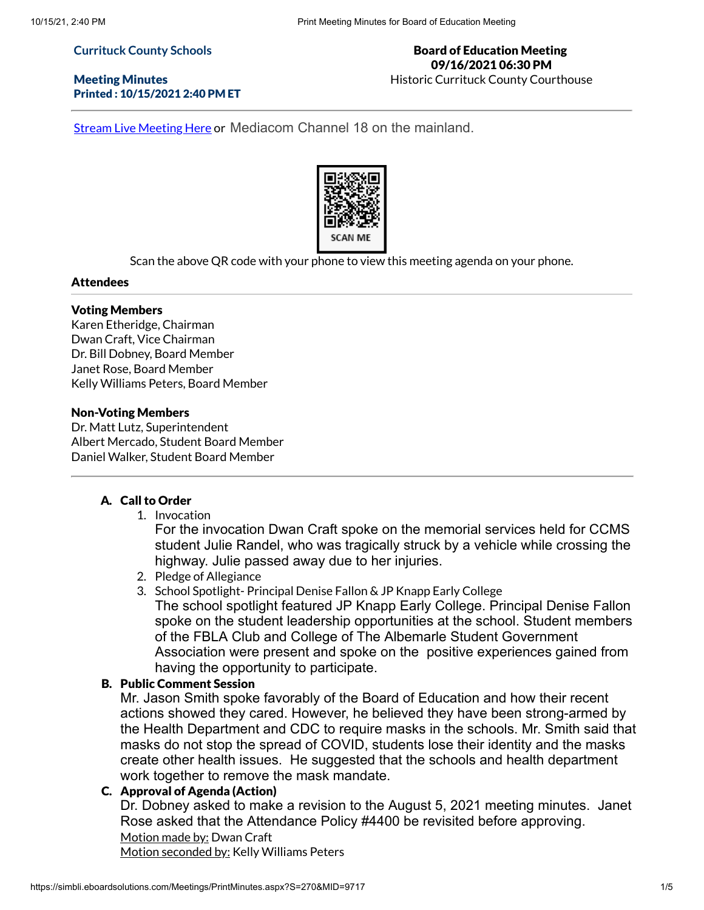**Currituck County Schools**

**Meeting Minutes**
**Printed : 10/15/2021 2:40 PM ET**

**Board of Education Meeting**
**09/16/2021 06:30 PM**
Historic Currituck County Courthouse

---

Stream Live Meeting Here or Mediacom Channel 18 on the mainland.

SCAN ME

Scan the above QR code with your phone to view this meeting agenda on your phone.

### Attendees

**Voting Members**
Karen Etheridge, Chairman
Dwan Craft, Vice Chairman
Dr. Bill Dobney, Board Member
Janet Rose, Board Member
Kelly Williams Peters, Board Member

**Non-Voting Members**
Dr. Matt Lutz, Superintendent
Albert Mercado, Student Board Member
Daniel Walker, Student Board Member

---

**A. Call to Order**

1. Invocation
   For the invocation Dwan Craft spoke on the memorial services held for CCMS student Julie Randel, who was tragically struck by a vehicle while crossing the highway. Julie passed away due to her injuries.
2. Pledge of Allegiance
3. School Spotlight- Principal Denise Fallon & JP Knapp Early College
   The school spotlight featured JP Knapp Early College. Principal Denise Fallon spoke on the student leadership opportunities at the school. Student members of the FBLA Club and College of The Albemarle Student Government Association were present and spoke on the positive experiences gained from having the opportunity to participate.

**B. Public Comment Session**

Mr. Jason Smith spoke favorably of the Board of Education and how their recent actions showed they cared. However, he believed they have been strong-armed by the Health Department and CDC to require masks in the schools. Mr. Smith said that masks do not stop the spread of COVID, students lose their identity and the masks create other health issues. He suggested that the schools and health department work together to remove the mask mandate.

**C. Approval of Agenda (Action)**

Dr. Dobney asked to make a revision to the August 5, 2021 meeting minutes. Janet Rose asked that the Attendance Policy #4400 be revisited before approving.

Motion made by: Dwan Craft
Motion seconded by: Kelly Williams Peters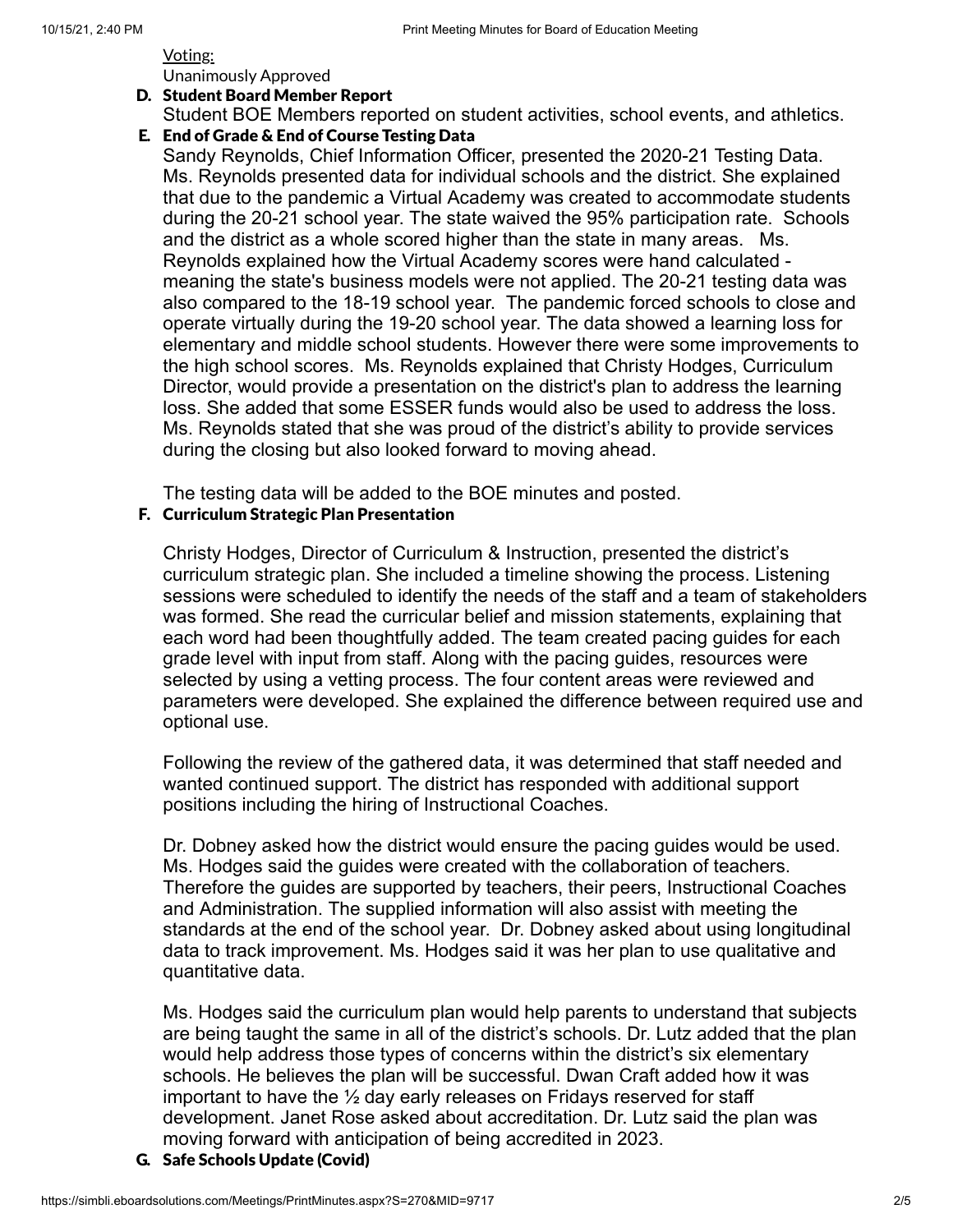Voting:

Unanimously Approved

**D. Student Board Member Report**

Student BOE Members reported on student activities, school events, and athletics.

**E. End of Grade & End of Course Testing Data**

Sandy Reynolds, Chief Information Officer, presented the 2020-21 Testing Data. Ms. Reynolds presented data for individual schools and the district. She explained that due to the pandemic a Virtual Academy was created to accommodate students during the 20-21 school year. The state waived the 95% participation rate. Schools and the district as a whole scored higher than the state in many areas. Ms. Reynolds explained how the Virtual Academy scores were hand calculated - meaning the state's business models were not applied. The 20-21 testing data was also compared to the 18-19 school year. The pandemic forced schools to close and operate virtually during the 19-20 school year. The data showed a learning loss for elementary and middle school students. However there were some improvements to the high school scores. Ms. Reynolds explained that Christy Hodges, Curriculum Director, would provide a presentation on the district's plan to address the learning loss. She added that some ESSER funds would also be used to address the loss. Ms. Reynolds stated that she was proud of the district's ability to provide services during the closing but also looked forward to moving ahead.

The testing data will be added to the BOE minutes and posted.

**F. Curriculum Strategic Plan Presentation**

Christy Hodges, Director of Curriculum & Instruction, presented the district's curriculum strategic plan. She included a timeline showing the process. Listening sessions were scheduled to identify the needs of the staff and a team of stakeholders was formed. She read the curricular belief and mission statements, explaining that each word had been thoughtfully added. The team created pacing guides for each grade level with input from staff. Along with the pacing guides, resources were selected by using a vetting process. The four content areas were reviewed and parameters were developed. She explained the difference between required use and optional use.

Following the review of the gathered data, it was determined that staff needed and wanted continued support. The district has responded with additional support positions including the hiring of Instructional Coaches.

Dr. Dobney asked how the district would ensure the pacing guides would be used. Ms. Hodges said the guides were created with the collaboration of teachers. Therefore the guides are supported by teachers, their peers, Instructional Coaches and Administration. The supplied information will also assist with meeting the standards at the end of the school year. Dr. Dobney asked about using longitudinal data to track improvement. Ms. Hodges said it was her plan to use qualitative and quantitative data.

Ms. Hodges said the curriculum plan would help parents to understand that subjects are being taught the same in all of the district's schools. Dr. Lutz added that the plan would help address those types of concerns within the district's six elementary schools. He believes the plan will be successful. Dwan Craft added how it was important to have the ½ day early releases on Fridays reserved for staff development. Janet Rose asked about accreditation. Dr. Lutz said the plan was moving forward with anticipation of being accredited in 2023.

**G. Safe Schools Update (Covid)**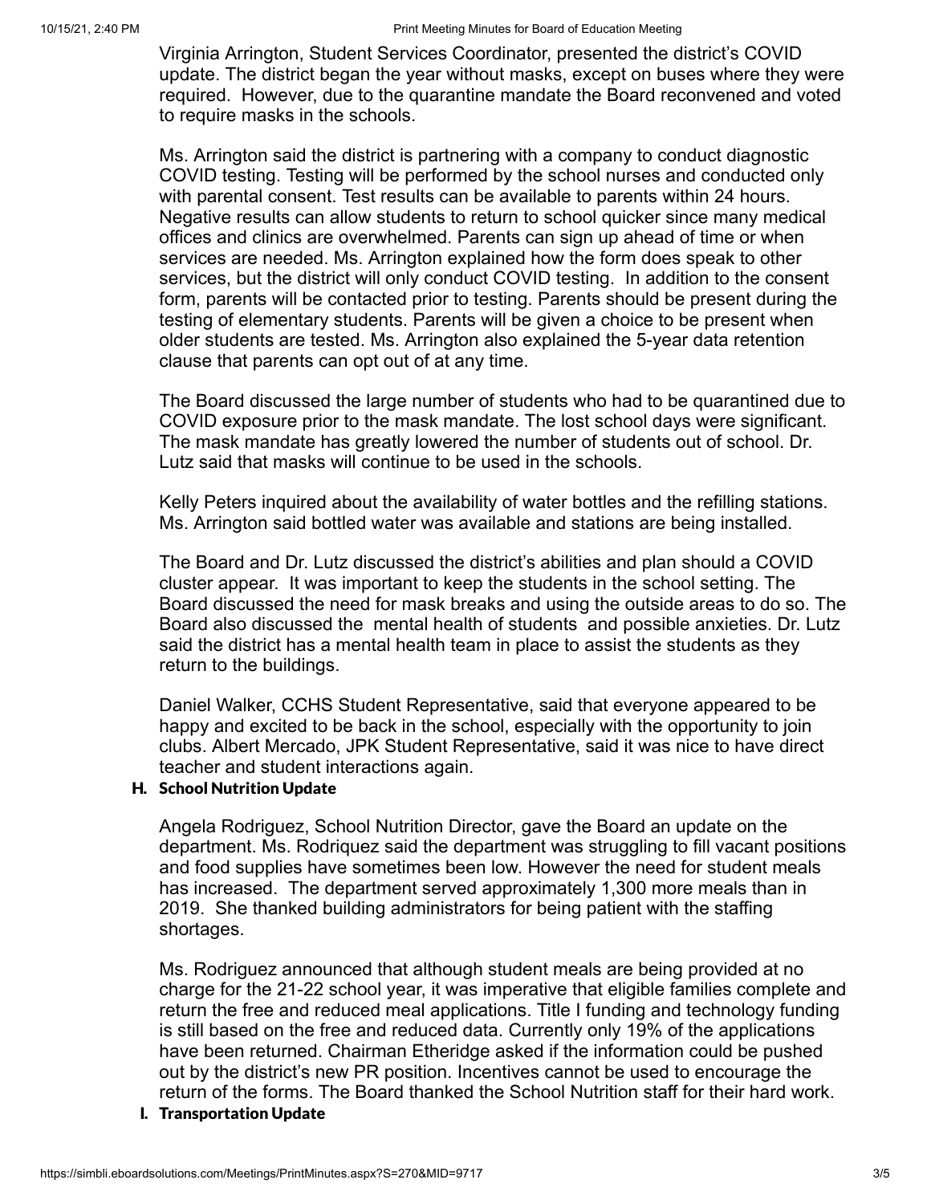Virginia Arrington, Student Services Coordinator, presented the district's COVID update. The district began the year without masks, except on buses where they were required. However, due to the quarantine mandate the Board reconvened and voted to require masks in the schools.

Ms. Arrington said the district is partnering with a company to conduct diagnostic COVID testing. Testing will be performed by the school nurses and conducted only with parental consent. Test results can be available to parents within 24 hours. Negative results can allow students to return to school quicker since many medical offices and clinics are overwhelmed. Parents can sign up ahead of time or when services are needed. Ms. Arrington explained how the form does speak to other services, but the district will only conduct COVID testing. In addition to the consent form, parents will be contacted prior to testing. Parents should be present during the testing of elementary students. Parents will be given a choice to be present when older students are tested. Ms. Arrington also explained the 5-year data retention clause that parents can opt out of at any time.

The Board discussed the large number of students who had to be quarantined due to COVID exposure prior to the mask mandate. The lost school days were significant. The mask mandate has greatly lowered the number of students out of school. Dr. Lutz said that masks will continue to be used in the schools.

Kelly Peters inquired about the availability of water bottles and the refilling stations. Ms. Arrington said bottled water was available and stations are being installed.

The Board and Dr. Lutz discussed the district's abilities and plan should a COVID cluster appear. It was important to keep the students in the school setting. The Board discussed the need for mask breaks and using the outside areas to do so. The Board also discussed the mental health of students and possible anxieties. Dr. Lutz said the district has a mental health team in place to assist the students as they return to the buildings.

Daniel Walker, CCHS Student Representative, said that everyone appeared to be happy and excited to be back in the school, especially with the opportunity to join clubs. Albert Mercado, JPK Student Representative, said it was nice to have direct teacher and student interactions again.

**H. School Nutrition Update**

Angela Rodriguez, School Nutrition Director, gave the Board an update on the department. Ms. Rodriquez said the department was struggling to fill vacant positions and food supplies have sometimes been low. However the need for student meals has increased. The department served approximately 1,300 more meals than in 2019. She thanked building administrators for being patient with the staffing shortages.

Ms. Rodriguez announced that although student meals are being provided at no charge for the 21-22 school year, it was imperative that eligible families complete and return the free and reduced meal applications. Title I funding and technology funding is still based on the free and reduced data. Currently only 19% of the applications have been returned. Chairman Etheridge asked if the information could be pushed out by the district's new PR position. Incentives cannot be used to encourage the return of the forms. The Board thanked the School Nutrition staff for their hard work.

**I. Transportation Update**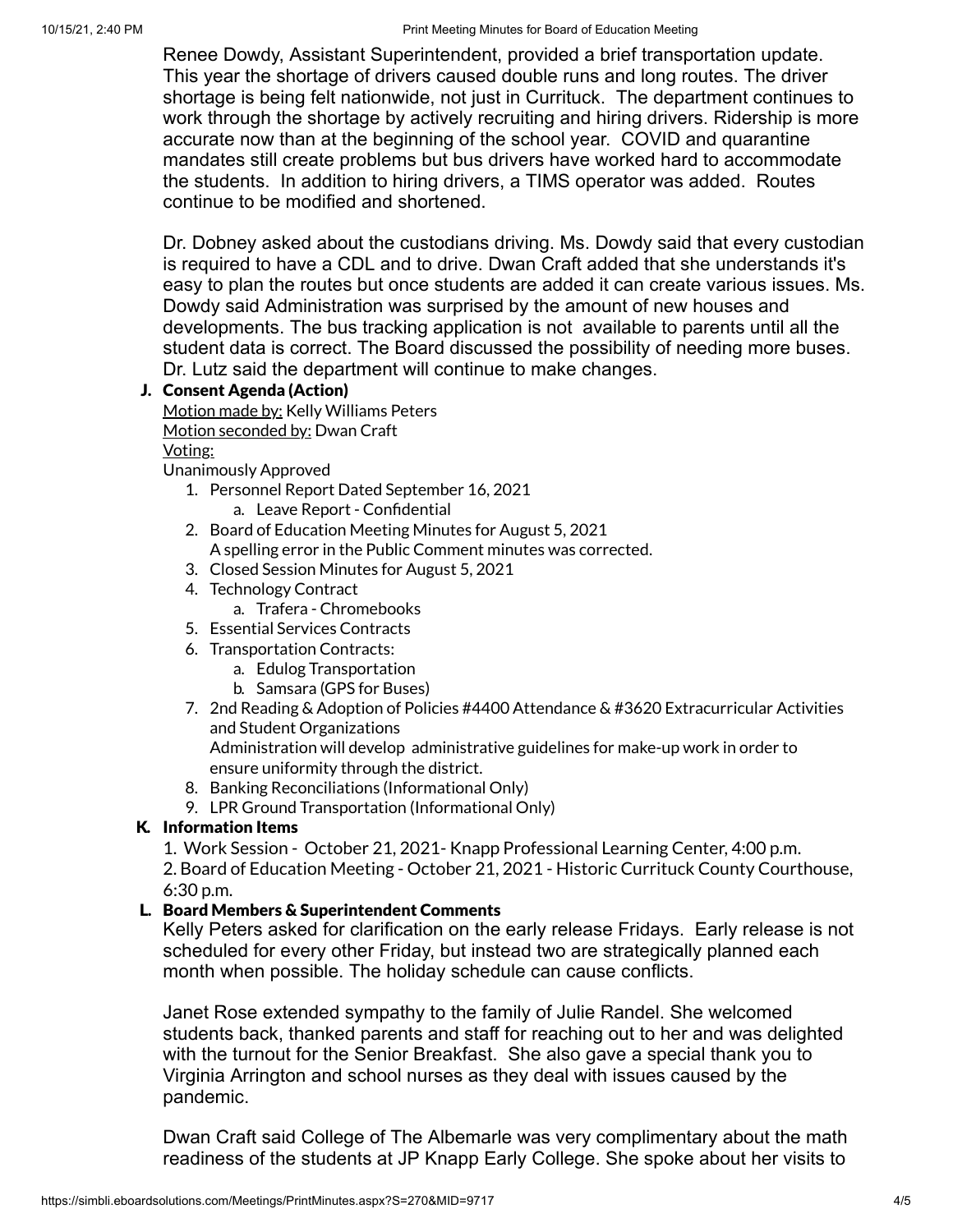Renee Dowdy, Assistant Superintendent, provided a brief transportation update. This year the shortage of drivers caused double runs and long routes. The driver shortage is being felt nationwide, not just in Currituck. The department continues to work through the shortage by actively recruiting and hiring drivers. Ridership is more accurate now than at the beginning of the school year. COVID and quarantine mandates still create problems but bus drivers have worked hard to accommodate the students. In addition to hiring drivers, a TIMS operator was added. Routes continue to be modified and shortened.

Dr. Dobney asked about the custodians driving. Ms. Dowdy said that every custodian is required to have a CDL and to drive. Dwan Craft added that she understands it's easy to plan the routes but once students are added it can create various issues. Ms. Dowdy said Administration was surprised by the amount of new houses and developments. The bus tracking application is not available to parents until all the student data is correct. The Board discussed the possibility of needing more buses. Dr. Lutz said the department will continue to make changes.

### J. Consent Agenda (Action)

Motion made by: Kelly Williams Peters
Motion seconded by: Dwan Craft
Voting:
Unanimously Approved

1. Personnel Report Dated September 16, 2021
   a. Leave Report - Confidential
2. Board of Education Meeting Minutes for August 5, 2021
   A spelling error in the Public Comment minutes was corrected.
3. Closed Session Minutes for August 5, 2021
4. Technology Contract
   a. Trafera - Chromebooks
5. Essential Services Contracts
6. Transportation Contracts:
   a. Edulog Transportation
   b. Samsara (GPS for Buses)
7. 2nd Reading & Adoption of Policies #4400 Attendance & #3620 Extracurricular Activities and Student Organizations
   Administration will develop administrative guidelines for make-up work in order to ensure uniformity through the district.
8. Banking Reconciliations (Informational Only)
9. LPR Ground Transportation (Informational Only)

### K. Information Items

1. Work Session - October 21, 2021- Knapp Professional Learning Center, 4:00 p.m.
2. Board of Education Meeting - October 21, 2021 - Historic Currituck County Courthouse, 6:30 p.m.

### L. Board Members & Superintendent Comments

Kelly Peters asked for clarification on the early release Fridays. Early release is not scheduled for every other Friday, but instead two are strategically planned each month when possible. The holiday schedule can cause conflicts.

Janet Rose extended sympathy to the family of Julie Randel. She welcomed students back, thanked parents and staff for reaching out to her and was delighted with the turnout for the Senior Breakfast. She also gave a special thank you to Virginia Arrington and school nurses as they deal with issues caused by the pandemic.

Dwan Craft said College of The Albemarle was very complimentary about the math readiness of the students at JP Knapp Early College. She spoke about her visits to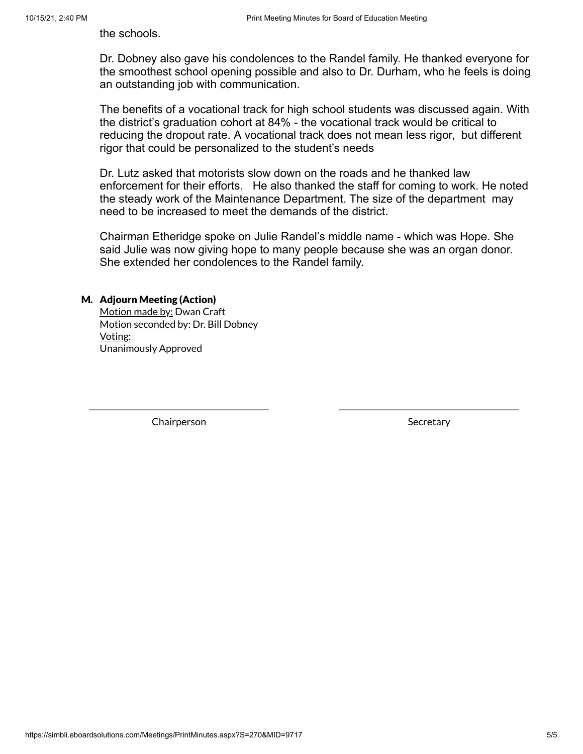the schools.

Dr. Dobney also gave his condolences to the Randel family. He thanked everyone for the smoothest school opening possible and also to Dr. Durham, who he feels is doing an outstanding job with communication.

The benefits of a vocational track for high school students was discussed again. With the district's graduation cohort at 84% - the vocational track would be critical to reducing the dropout rate. A vocational track does not mean less rigor, but different rigor that could be personalized to the student's needs

Dr. Lutz asked that motorists slow down on the roads and he thanked law enforcement for their efforts. He also thanked the staff for coming to work. He noted the steady work of the Maintenance Department. The size of the department may need to be increased to meet the demands of the district.

Chairman Etheridge spoke on Julie Randel's middle name - which was Hope. She said Julie was now giving hope to many people because she was an organ donor. She extended her condolences to the Randel family.

**M. Adjourn Meeting (Action)**

Motion made by: Dwan Craft
Motion seconded by: Dr. Bill Dobney
Voting:
Unanimously Approved

Chairperson

Secretary